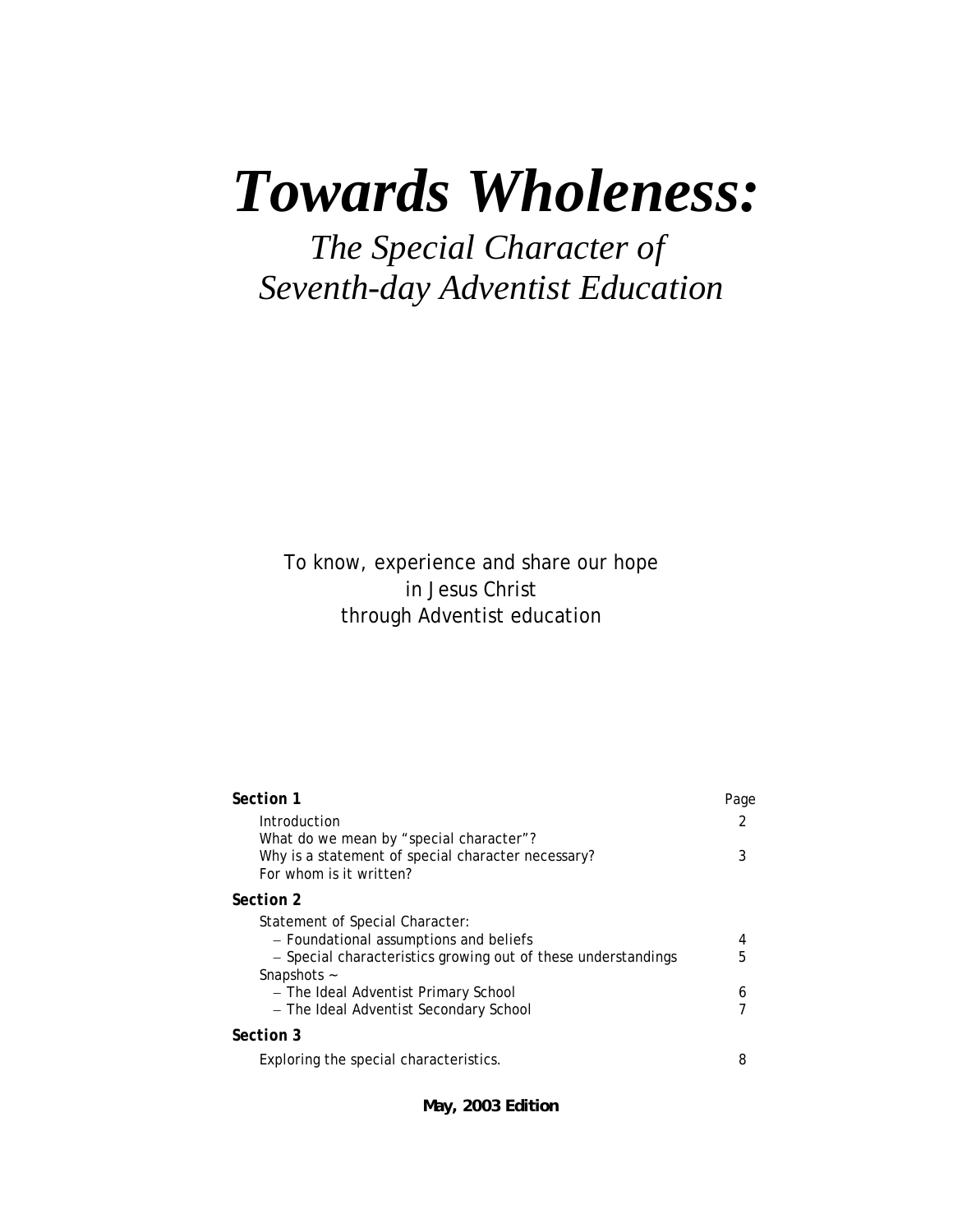# *Towards Wholeness:*

## *The Special Character of Seventh-day Adventist Education*

To know, experience and share our hope
in Jesus Christ
through Adventist education

| | Page |
|---|---|
| **Section 1** | |
| Introduction | 2 |
| What do we mean by "special character"? | |
| Why is a statement of special character necessary? | 3 |
| For whom is it written? | |
| **Section 2** | |
| Statement of Special Character: | |
| – Foundational assumptions and beliefs | 4 |
| – Special characteristics growing out of these understandings | 5 |
| Snapshots ~ | |
| – The Ideal Adventist Primary School | 6 |
| – The Ideal Adventist Secondary School | 7 |
| **Section 3** | |
| Exploring the special characteristics. | 8 |

**May, 2003 Edition**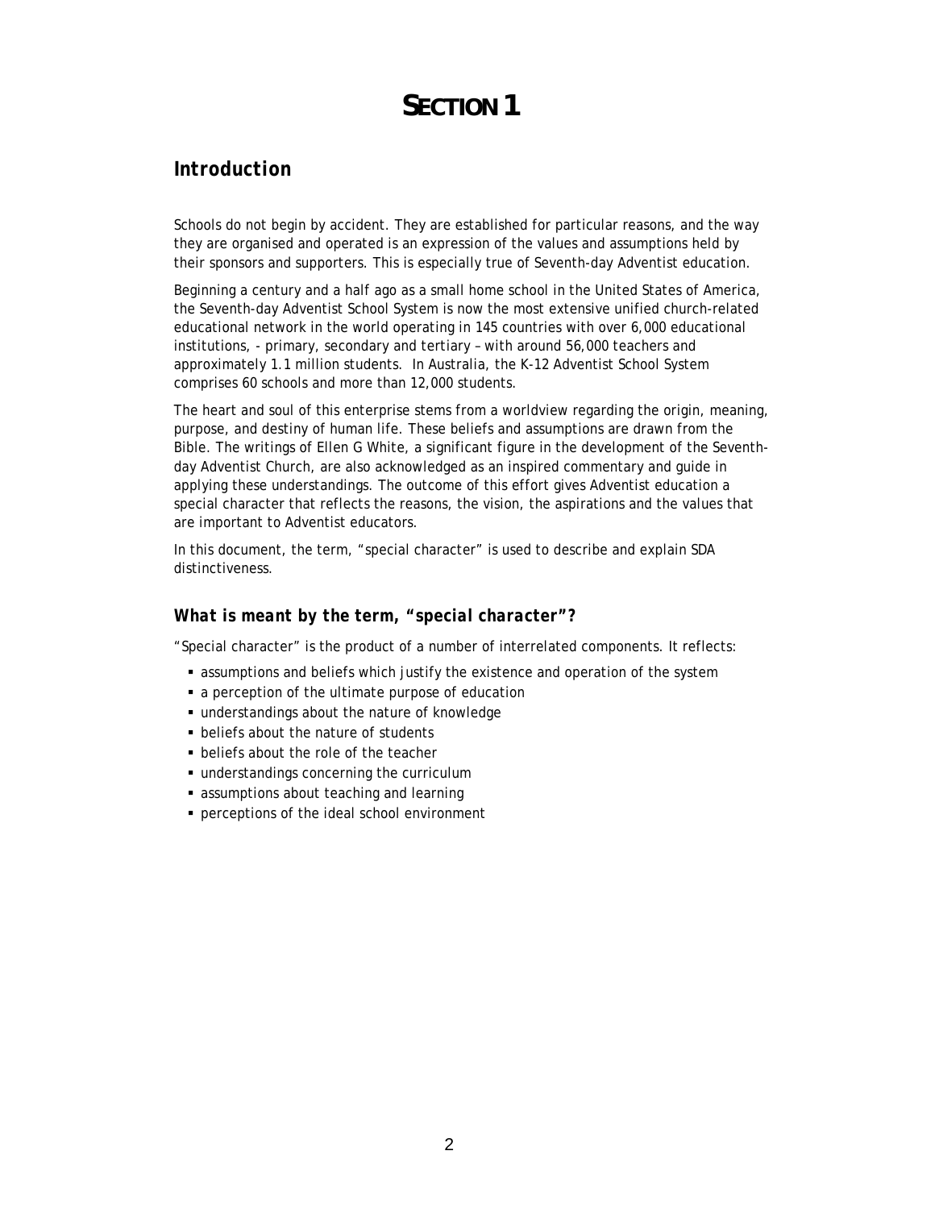# SECTION 1

## Introduction

Schools do not begin by accident. They are established for particular reasons, and the way they are organised and operated is an expression of the values and assumptions held by their sponsors and supporters. This is especially true of Seventh-day Adventist education.

Beginning a century and a half ago as a small home school in the United States of America, the Seventh-day Adventist School System is now the most extensive unified church-related educational network in the world operating in 145 countries with over 6,000 educational institutions, - primary, secondary and tertiary – with around 56,000 teachers and approximately 1.1 million students. In Australia, the K-12 Adventist School System comprises 60 schools and more than 12,000 students.

The heart and soul of this enterprise stems from a worldview regarding the origin, meaning, purpose, and destiny of human life. These beliefs and assumptions are drawn from the Bible. The writings of Ellen G White, a significant figure in the development of the Seventh-day Adventist Church, are also acknowledged as an inspired commentary and guide in applying these understandings. The outcome of this effort gives Adventist education a special character that reflects the reasons, the vision, the aspirations and the values that are important to Adventist educators.

In this document, the term, "special character" is used to describe and explain SDA distinctiveness.

### What is meant by the term, "special character"?

"Special character" is the product of a number of interrelated components. It reflects:

- assumptions and beliefs which justify the existence and operation of the system
- a perception of the ultimate purpose of education
- understandings about the nature of knowledge
- beliefs about the nature of students
- beliefs about the role of the teacher
- understandings concerning the curriculum
- assumptions about teaching and learning
- perceptions of the ideal school environment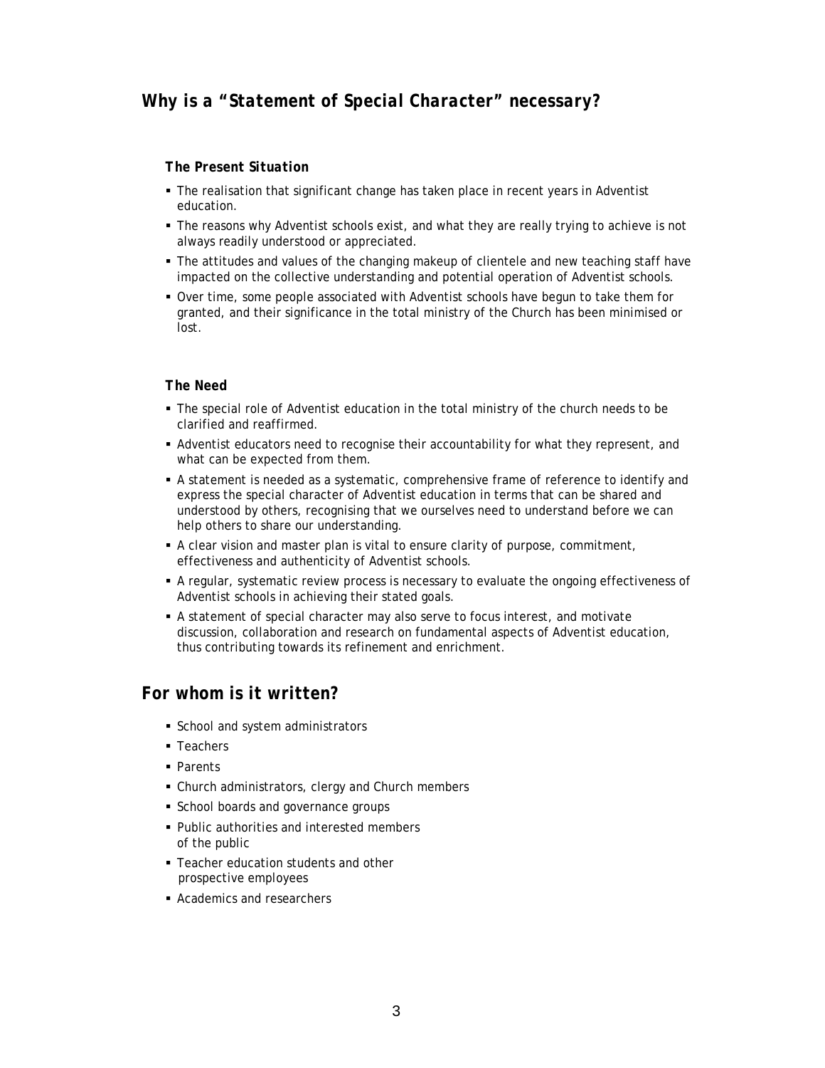## *Why is a "Statement of Special Character" necessary?*

### *The Present Situation*

- The realisation that significant change has taken place in recent years in Adventist education.
- The reasons why Adventist schools exist, and what they are really trying to achieve is not always readily understood or appreciated.
- The attitudes and values of the changing makeup of clientele and new teaching staff have impacted on the collective understanding and potential operation of Adventist schools.
- Over time, some people associated with Adventist schools have begun to take them for granted, and their significance in the total ministry of the Church has been minimised or lost.

### *The Need*

- The special role of Adventist education in the total ministry of the church needs to be clarified and reaffirmed.
- Adventist educators need to recognise their accountability for what they represent, and what can be expected from them.
- A statement is needed as a systematic, comprehensive frame of reference to identify and express the special character of Adventist education in terms that can be shared and understood by others, recognising that we ourselves need to understand before we can help others to share our understanding.
- A clear vision and master plan is vital to ensure clarity of purpose, commitment, effectiveness and authenticity of Adventist schools.
- A regular, systematic review process is necessary to evaluate the ongoing effectiveness of Adventist schools in achieving their stated goals.
- A statement of special character may also serve to focus interest, and motivate discussion, collaboration and research on fundamental aspects of Adventist education, thus contributing towards its refinement and enrichment.

## *For whom is it written?*

- School and system administrators
- Teachers
- Parents
- Church administrators, clergy and Church members
- School boards and governance groups
- Public authorities and interested members of the public
- Teacher education students and other prospective employees
- Academics and researchers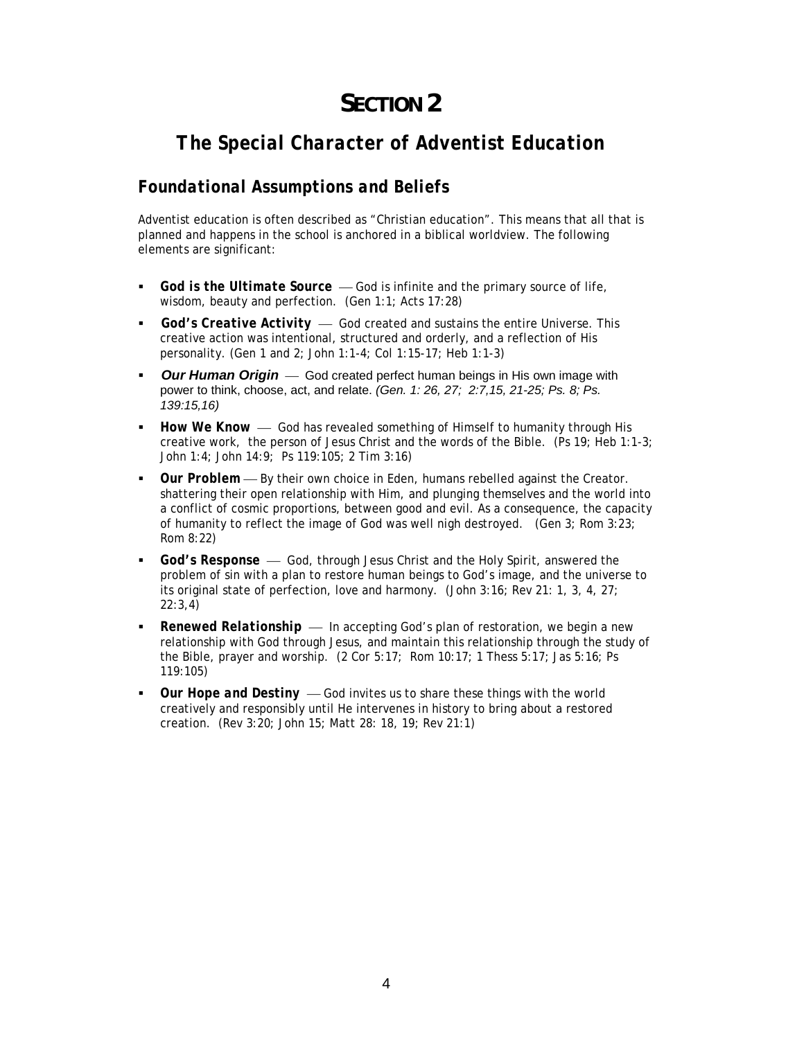# SECTION 2

## *The Special Character of Adventist Education*

### *Foundational Assumptions and Beliefs*

Adventist education is often described as "Christian education". This means that all that is planned and happens in the school is anchored in a biblical worldview. The following elements are significant:

- ***God is the Ultimate Source*** — God is infinite and the primary source of life, wisdom, beauty and perfection. (Gen 1:1; Acts 17:28)
- ***God's Creative Activity*** — God created and sustains the entire Universe. This creative action was intentional, structured and orderly, and a reflection of His personality. (Gen 1 and 2; John 1:1-4; Col 1:15-17; Heb 1:1-3)
- ***Our Human Origin*** — God created perfect human beings in His own image with power to think, choose, act, and relate. *(Gen. 1: 26, 27; 2:7,15, 21-25; Ps. 8; Ps. 139:15,16)*
- ***How We Know*** — God has revealed something of Himself to humanity through His creative work, the person of Jesus Christ and the words of the Bible. (Ps 19; Heb 1:1-3; John 1:4; John 14:9; Ps 119:105; 2 Tim 3:16)
- ***Our Problem*** — By their own choice in Eden, humans rebelled against the Creator. shattering their open relationship with Him, and plunging themselves and the world into a conflict of cosmic proportions, between good and evil. As a consequence, the capacity of humanity to reflect the image of God was well nigh destroyed. (Gen 3; Rom 3:23; Rom 8:22)
- ***God's Response*** — God, through Jesus Christ and the Holy Spirit, answered the problem of sin with a plan to restore human beings to God's image, and the universe to its original state of perfection, love and harmony. (John 3:16; Rev 21: 1, 3, 4, 27; 22:3,4)
- ***Renewed Relationship*** — In accepting God's plan of restoration, we begin a new relationship with God through Jesus, and maintain this relationship through the study of the Bible, prayer and worship. (2 Cor 5:17; Rom 10:17; 1 Thess 5:17; Jas 5:16; Ps 119:105)
- ***Our Hope and Destiny*** — God invites us to share these things with the world creatively and responsibly until He intervenes in history to bring about a restored creation. (Rev 3:20; John 15; Matt 28: 18, 19; Rev 21:1)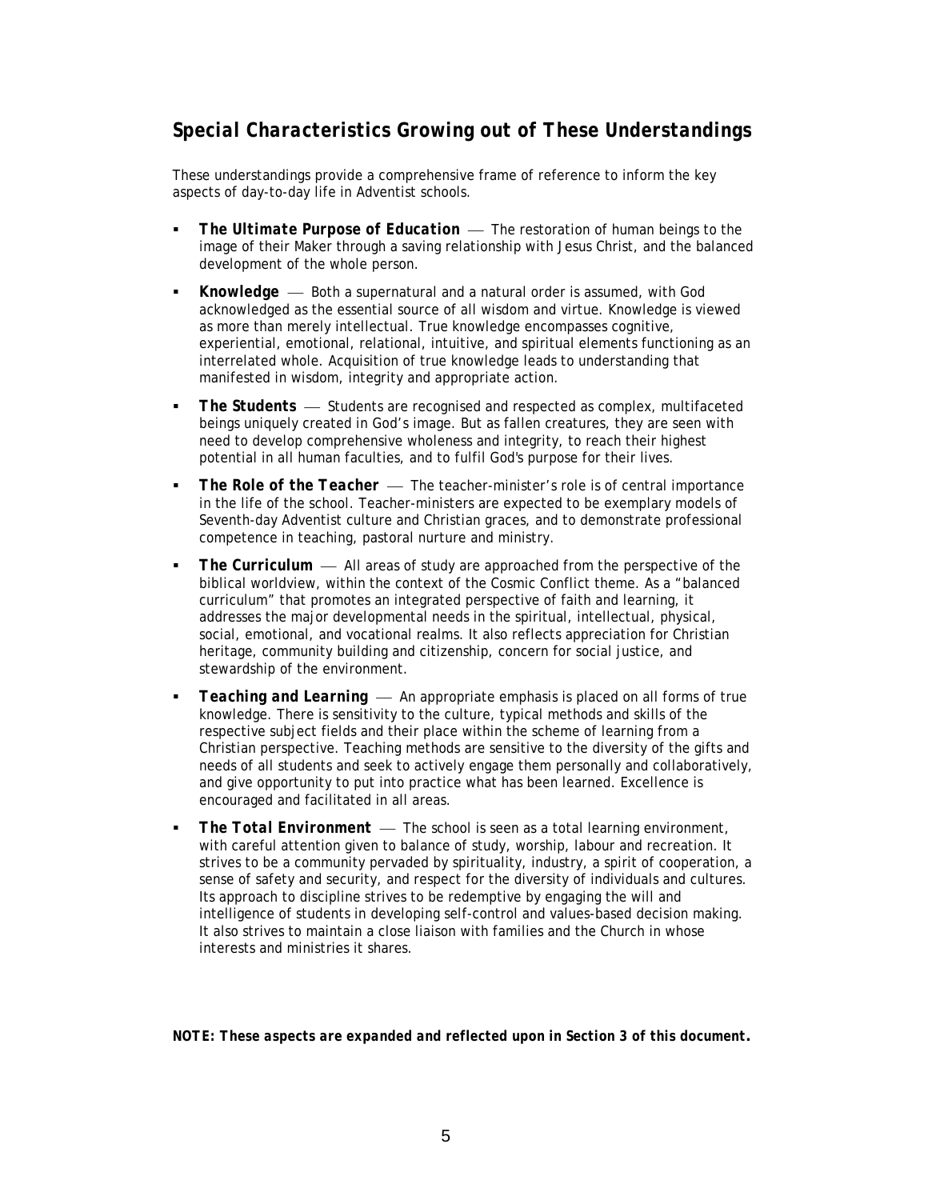## *Special Characteristics Growing out of These Understandings*

These understandings provide a comprehensive frame of reference to inform the key aspects of day-to-day life in Adventist schools.

- ***The Ultimate Purpose of Education*** — The restoration of human beings to the image of their Maker through a saving relationship with Jesus Christ, and the balanced development of the whole person.
- ***Knowledge*** — Both a supernatural and a natural order is assumed, with God acknowledged as the essential source of all wisdom and virtue. Knowledge is viewed as more than merely intellectual. True knowledge encompasses cognitive, experiential, emotional, relational, intuitive, and spiritual elements functioning as an interrelated whole. Acquisition of true knowledge leads to understanding that manifested in wisdom, integrity and appropriate action.
- ***The Students*** — Students are recognised and respected as complex, multifaceted beings uniquely created in God's image. But as fallen creatures, they are seen with need to develop comprehensive wholeness and integrity, to reach their highest potential in all human faculties, and to fulfil God's purpose for their lives.
- ***The Role of the Teacher*** — The teacher-minister's role is of central importance in the life of the school. Teacher-ministers are expected to be exemplary models of Seventh-day Adventist culture and Christian graces, and to demonstrate professional competence in teaching, pastoral nurture and ministry.
- ***The Curriculum*** — All areas of study are approached from the perspective of the biblical worldview, within the context of the Cosmic Conflict theme. As a "balanced curriculum" that promotes an integrated perspective of faith and learning, it addresses the major developmental needs in the spiritual, intellectual, physical, social, emotional, and vocational realms. It also reflects appreciation for Christian heritage, community building and citizenship, concern for social justice, and stewardship of the environment.
- ***Teaching and Learning*** — An appropriate emphasis is placed on all forms of true knowledge. There is sensitivity to the culture, typical methods and skills of the respective subject fields and their place within the scheme of learning from a Christian perspective. Teaching methods are sensitive to the diversity of the gifts and needs of all students and seek to actively engage them personally and collaboratively, and give opportunity to put into practice what has been learned. Excellence is encouraged and facilitated in all areas.
- ***The Total Environment*** — The school is seen as a total learning environment, with careful attention given to balance of study, worship, labour and recreation. It strives to be a community pervaded by spirituality, industry, a spirit of cooperation, a sense of safety and security, and respect for the diversity of individuals and cultures. Its approach to discipline strives to be redemptive by engaging the will and intelligence of students in developing self-control and values-based decision making. It also strives to maintain a close liaison with families and the Church in whose interests and ministries it shares.

***NOTE: These aspects are expanded and reflected upon in Section 3 of this document.***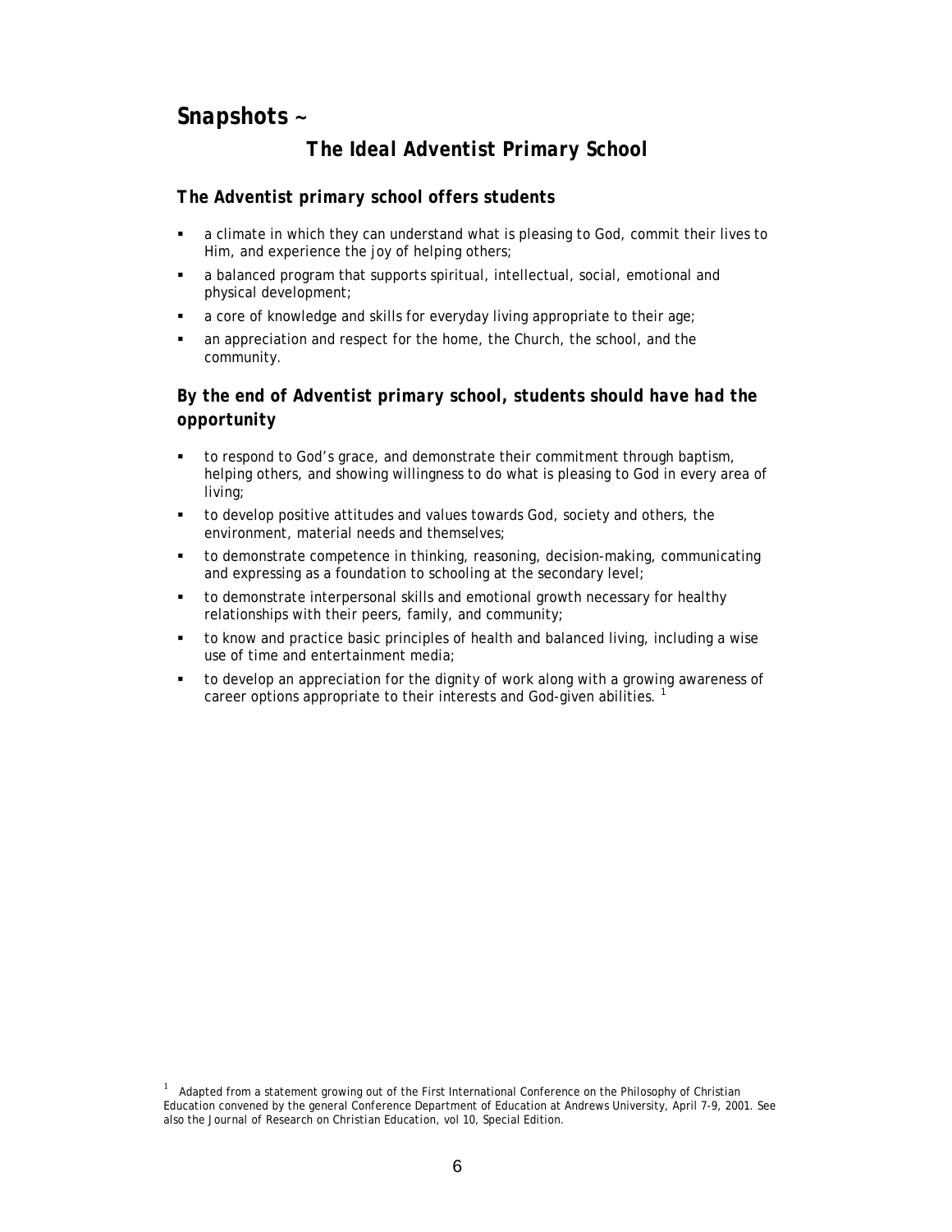# Snapshots ~

## *The Ideal Adventist Primary School*

### *The Adventist primary school offers students*

- a climate in which they can understand what is pleasing to God, commit their lives to Him, and experience the joy of helping others;
- a balanced program that supports spiritual, intellectual, social, emotional and physical development;
- a core of knowledge and skills for everyday living appropriate to their age;
- an appreciation and respect for the home, the Church, the school, and the community.

### *By the end of Adventist primary school, students should have had the opportunity*

- to respond to God's grace, and demonstrate their commitment through baptism, helping others, and showing willingness to do what is pleasing to God in every area of living;
- to develop positive attitudes and values towards God, society and others, the environment, material needs and themselves;
- to demonstrate competence in thinking, reasoning, decision-making, communicating and expressing as a foundation to schooling at the secondary level;
- to demonstrate interpersonal skills and emotional growth necessary for healthy relationships with their peers, family, and community;
- to know and practice basic principles of health and balanced living, including a wise use of time and entertainment media;
- to develop an appreciation for the dignity of work along with a growing awareness of career options appropriate to their interests and God-given abilities. [1]

[1] Adapted from a statement growing out of the First International Conference on the Philosophy of Christian Education convened by the general Conference Department of Education at Andrews University, April 7-9, 2001. See also the *Journal of Research on Christian Education*, vol 10, Special Edition.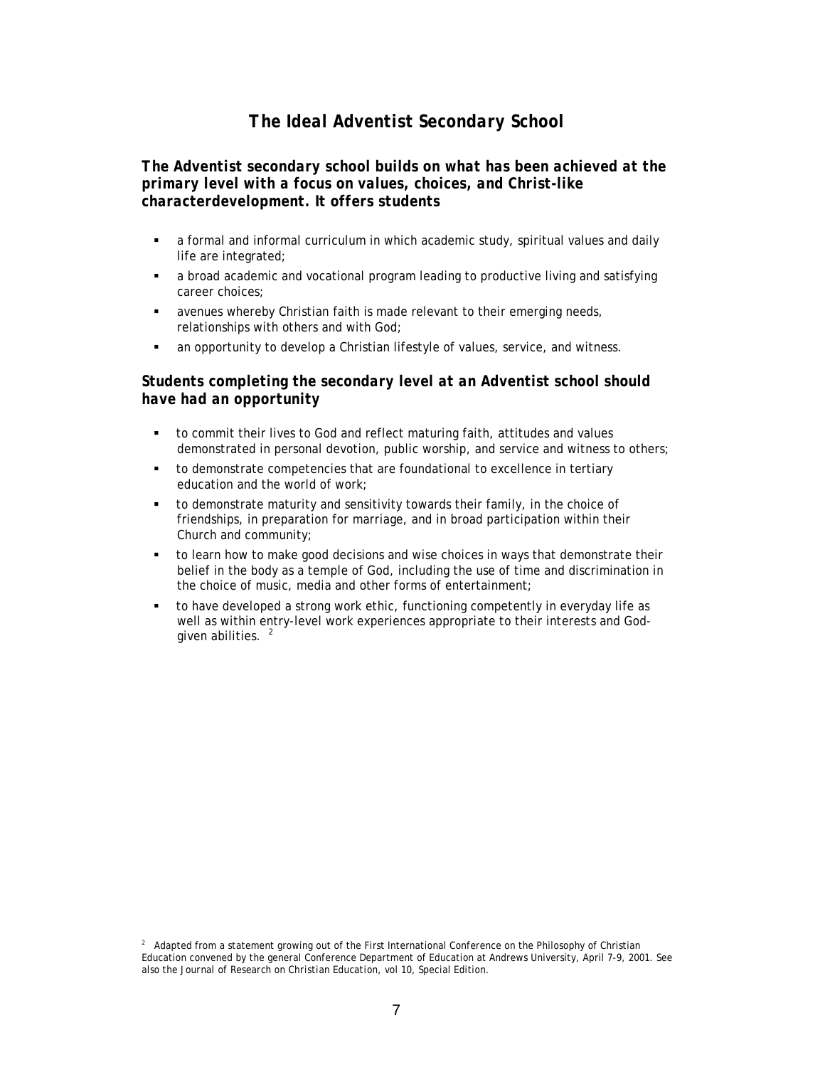# The Ideal Adventist Secondary School

### *The Adventist secondary school builds on what has been achieved at the primary level with a focus on values, choices, and Christ-like characterdevelopment. It offers students*

- a formal and informal curriculum in which academic study, spiritual values and daily life are integrated;
- a broad academic and vocational program leading to productive living and satisfying career choices;
- avenues whereby Christian faith is made relevant to their emerging needs, relationships with others and with God;
- an opportunity to develop a Christian lifestyle of values, service, and witness.

### *Students completing the secondary level at an Adventist school should have had an opportunity*

- to commit their lives to God and reflect maturing faith, attitudes and values demonstrated in personal devotion, public worship, and service and witness to others;
- to demonstrate competencies that are foundational to excellence in tertiary education and the world of work;
- to demonstrate maturity and sensitivity towards their family, in the choice of friendships, in preparation for marriage, and in broad participation within their Church and community;
- to learn how to make good decisions and wise choices in ways that demonstrate their belief in the body as a temple of God, including the use of time and discrimination in the choice of music, media and other forms of entertainment;
- to have developed a strong work ethic, functioning competently in everyday life as well as within entry-level work experiences appropriate to their interests and God-given abilities. [2]

[2] Adapted from a statement growing out of the First International Conference on the Philosophy of Christian Education convened by the general Conference Department of Education at Andrews University, April 7-9, 2001. See also the *Journal of Research on Christian Education*, vol 10, Special Edition.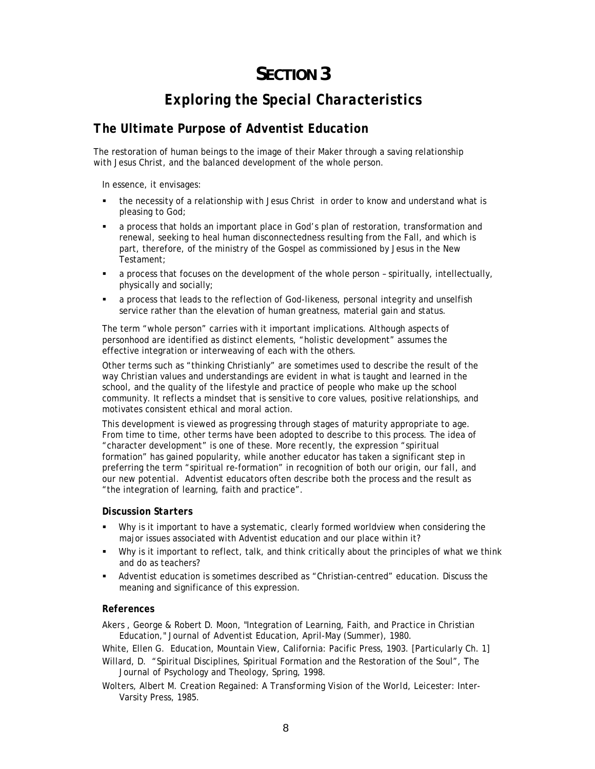# SECTION 3

## *Exploring the Special Characteristics*

### *The Ultimate Purpose of Adventist Education*

The restoration of human beings to the image of their Maker through a saving relationship with Jesus Christ, and the balanced development of the whole person.

In essence, it envisages:

- the necessity of a relationship with Jesus Christ in order to know and understand what is pleasing to God;
- a process that holds an important place in God's plan of restoration, transformation and renewal, seeking to heal human disconnectedness resulting from the Fall, and which is part, therefore, of the ministry of the Gospel as commissioned by Jesus in the New Testament;
- a process that focuses on the development of the whole person – spiritually, intellectually, physically and socially;
- a process that leads to the reflection of God-likeness, personal integrity and unselfish service rather than the elevation of human greatness, material gain and status.

The term "whole person" carries with it important implications. Although aspects of personhood are identified as distinct elements, "holistic development" assumes the effective integration or interweaving of each with the others.

Other terms such as "thinking Christianly" are sometimes used to describe the result of the way Christian values and understandings are evident in what is taught and learned in the school, and the quality of the lifestyle and practice of people who make up the school community. It reflects a mindset that is sensitive to core values, positive relationships, and motivates consistent ethical and moral action.

This development is viewed as progressing through stages of maturity appropriate to age. From time to time, other terms have been adopted to describe to this process. The idea of "character development" is one of these. More recently, the expression "spiritual formation" has gained popularity, while another educator has taken a significant step in preferring the term "spiritual re-formation" in recognition of both our origin, our fall, and our new potential. Adventist educators often describe both the process and the result as "the integration of learning, faith and practice".

#### *Discussion Starters*

- Why is it important to have a systematic, clearly formed worldview when considering the major issues associated with Adventist education and our place within it?
- Why is it important to reflect, talk, and think critically about the principles of what we think and do as teachers?
- Adventist education is sometimes described as "Christian-centred" education. Discuss the meaning and significance of this expression.

#### *References*

Akers , George & Robert D. Moon, "Integration of Learning, Faith, and Practice in Christian Education," *Journal of Adventist Education*, April-May (Summer), 1980.

White, Ellen G. *Education*, Mountain View, California: Pacific Press, 1903. [Particularly Ch. 1]

Willard, D. "Spiritual Disciplines, Spiritual Formation and the Restoration of the Soul", The Journal of Psychology and Theology, Spring, 1998.

Wolters, Albert M. *Creation Regained: A Transforming Vision of the World*, Leicester: Inter-Varsity Press, 1985.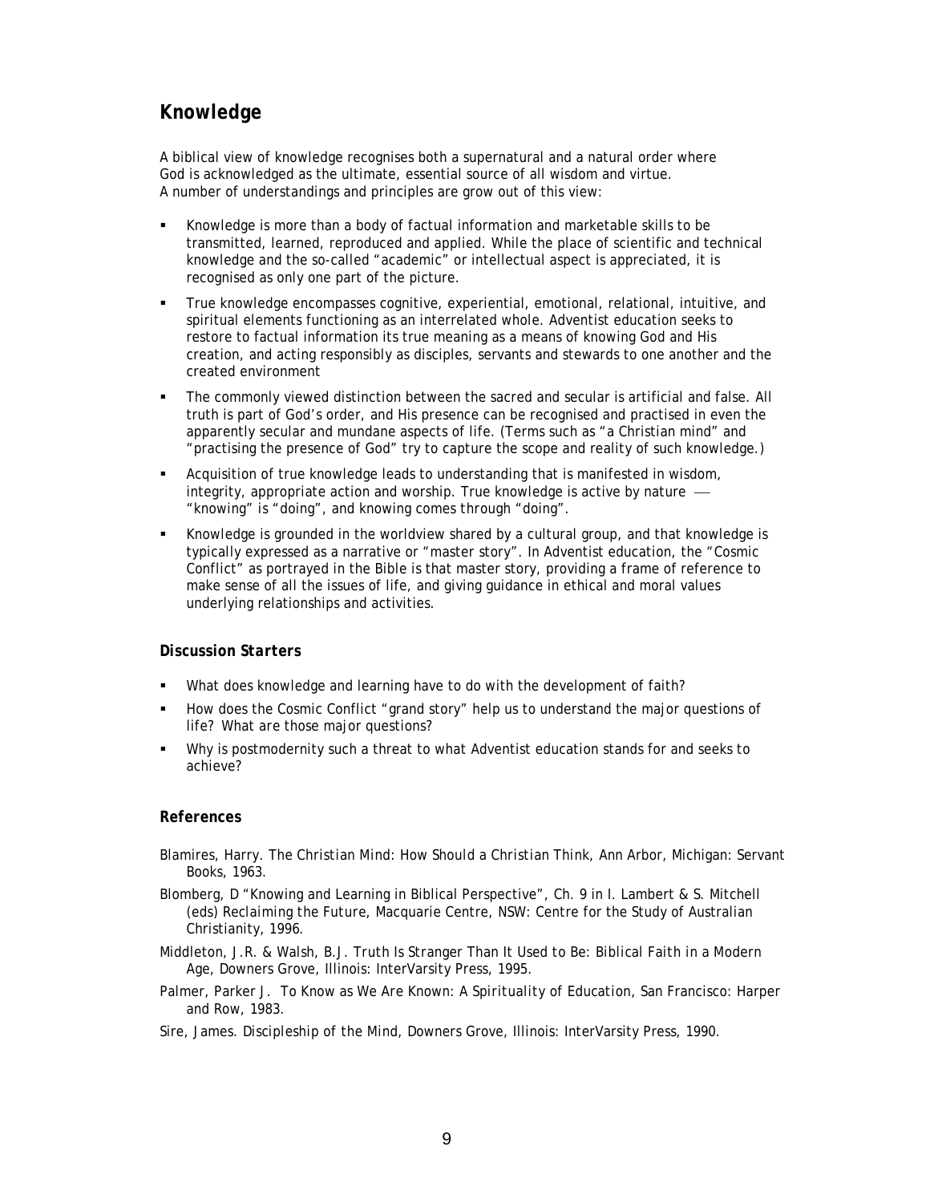## Knowledge

A biblical view of knowledge recognises both a supernatural and a natural order where God is acknowledged as the ultimate, essential source of all wisdom and virtue. A number of understandings and principles are grow out of this view:

- Knowledge is more than a body of factual information and marketable skills to be transmitted, learned, reproduced and applied. While the place of scientific and technical knowledge and the so-called "academic" or intellectual aspect is appreciated, it is recognised as only one part of the picture.
- True knowledge encompasses cognitive, experiential, emotional, relational, intuitive, and spiritual elements functioning as an interrelated whole. Adventist education seeks to restore to factual information its true meaning as a means of knowing God and His creation, and acting responsibly as disciples, servants and stewards to one another and the created environment
- The commonly viewed distinction between the sacred and secular is artificial and false. All truth is part of God's order, and His presence can be recognised and practised in even the apparently secular and mundane aspects of life. (Terms such as "a Christian mind" and "practising the presence of God" try to capture the scope and reality of such knowledge.)
- Acquisition of true knowledge leads to understanding that is manifested in wisdom, integrity, appropriate action and worship. True knowledge is active by nature — "knowing" is "doing", and knowing comes through "doing".
- Knowledge is grounded in the worldview shared by a cultural group, and that knowledge is typically expressed as a narrative or "master story". In Adventist education, the "Cosmic Conflict" as portrayed in the Bible is that master story, providing a frame of reference to make sense of all the issues of life, and giving guidance in ethical and moral values underlying relationships and activities.

### Discussion Starters

- What does knowledge and learning have to do with the development of faith?
- How does the Cosmic Conflict "grand story" help us to understand the major questions of life? What are those major questions?
- Why is postmodernity such a threat to what Adventist education stands for and seeks to achieve?

### References

Blamires, Harry. *The Christian Mind: How Should a Christian Think*, Ann Arbor, Michigan: Servant Books, 1963.

Blomberg, D "Knowing and Learning in Biblical Perspective", Ch. 9 in I. Lambert & S. Mitchell (eds) *Reclaiming the Future*, Macquarie Centre, NSW: Centre for the Study of Australian Christianity, 1996.

Middleton, J.R. & Walsh, B.J. *Truth Is Stranger Than It Used to Be: Biblical Faith in a Modern Age*, Downers Grove, Illinois: InterVarsity Press, 1995.

Palmer, Parker J. *To Know as We Are Known: A Spirituality of Education*, San Francisco: Harper and Row, 1983.

Sire, James. *Discipleship of the Mind*, Downers Grove, Illinois: InterVarsity Press, 1990.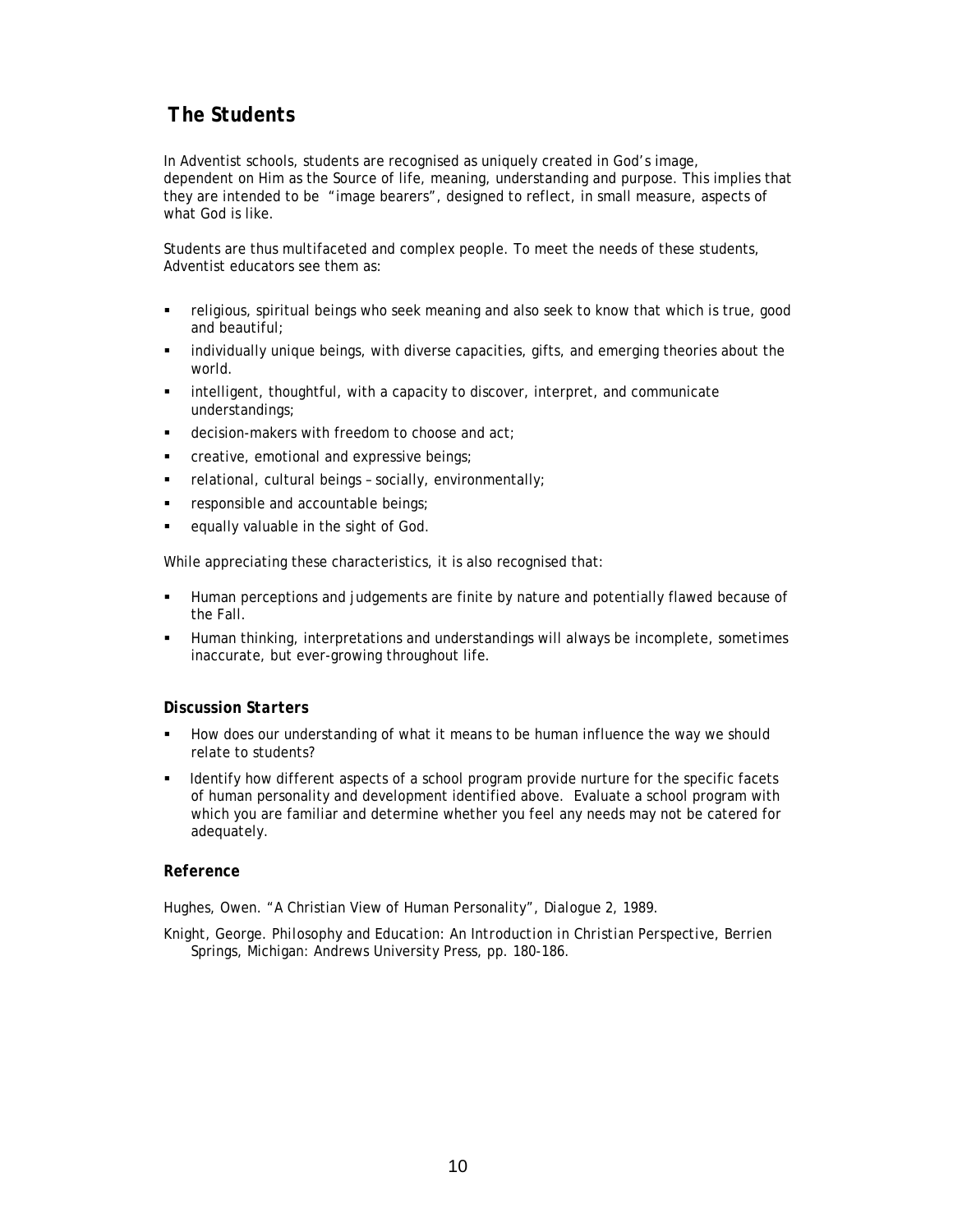## The Students

In Adventist schools, students are recognised as uniquely created in God's image, dependent on Him as the Source of life, meaning, understanding and purpose. This implies that they are intended to be "image bearers", designed to reflect, in small measure, aspects of what God is like.

Students are thus multifaceted and complex people. To meet the needs of these students, Adventist educators see them as:

- religious, spiritual beings who seek meaning and also seek to know that which is true, good and beautiful;
- individually unique beings, with diverse capacities, gifts, and emerging theories about the world.
- intelligent, thoughtful, with a capacity to discover, interpret, and communicate understandings;
- decision-makers with freedom to choose and act;
- creative, emotional and expressive beings;
- relational, cultural beings – socially, environmentally;
- responsible and accountable beings;
- equally valuable in the sight of God.

While appreciating these characteristics, it is also recognised that:

- Human perceptions and judgements are finite by nature and potentially flawed because of the Fall.
- Human thinking, interpretations and understandings will always be incomplete, sometimes inaccurate, but ever-growing throughout life.

### Discussion Starters

- How does our understanding of what it means to be human influence the way we should relate to students?
- Identify how different aspects of a school program provide nurture for the specific facets of human personality and development identified above. Evaluate a school program with which you are familiar and determine whether you feel any needs may not be catered for adequately.

### Reference

Hughes, Owen. "A Christian View of Human Personality", *Dialogue* 2, 1989.

Knight, George. *Philosophy and Education: An Introduction in Christian Perspective*, Berrien Springs, Michigan: Andrews University Press, pp. 180-186.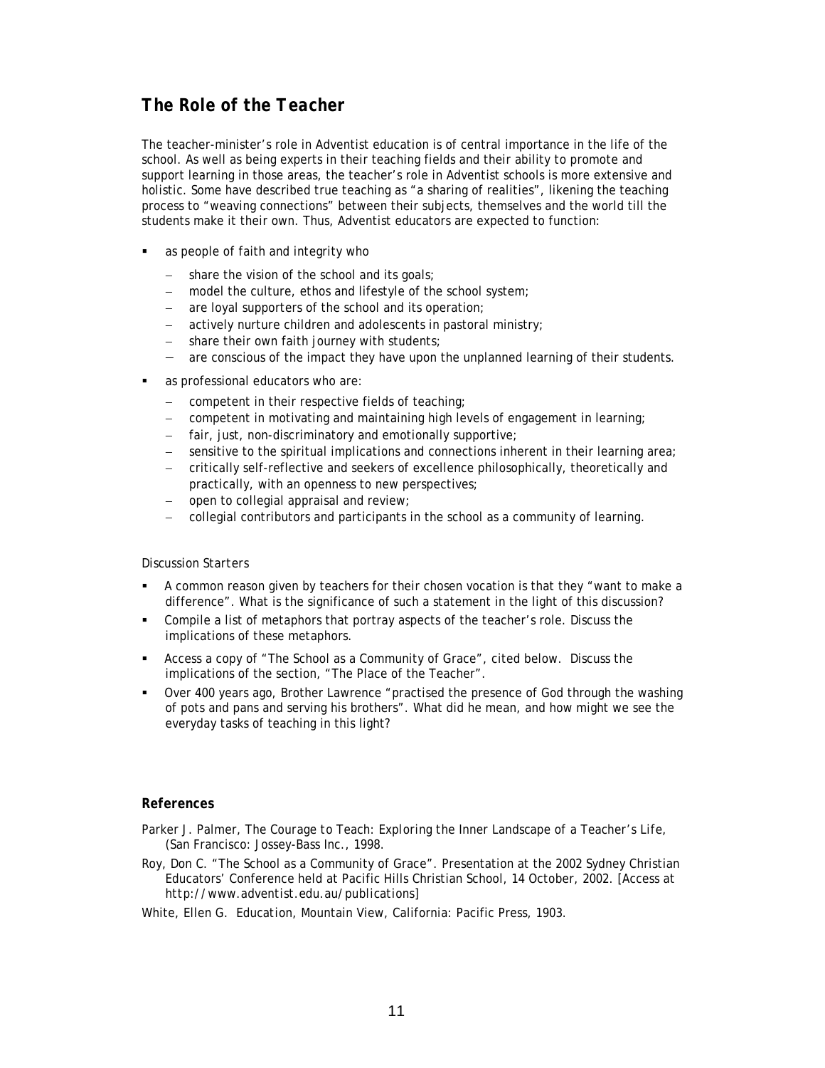## *The Role of the Teacher*

The teacher-minister's role in Adventist education is of central importance in the life of the school. As well as being experts in their teaching fields and their ability to promote and support learning in those areas, the teacher's role in Adventist schools is more extensive and holistic. Some have described true teaching as "a sharing of realities", likening the teaching process to "weaving connections" between their subjects, themselves and the world till the students make it their own. Thus, Adventist educators are expected to function:

- as people of faith and integrity who
  - share the vision of the school and its goals;
  - model the culture, ethos and lifestyle of the school system;
  - are loyal supporters of the school and its operation;
  - actively nurture children and adolescents in pastoral ministry;
  - share their own faith journey with students;
  - are conscious of the impact they have upon the unplanned learning of their students.
- as professional educators who are:
  - competent in their respective fields of teaching;
  - competent in motivating and maintaining high levels of engagement in learning;
  - fair, just, non-discriminatory and emotionally supportive;
  - sensitive to the spiritual implications and connections inherent in their learning area;
  - critically self-reflective and seekers of excellence philosophically, theoretically and practically, with an openness to new perspectives;
  - open to collegial appraisal and review;
  - collegial contributors and participants in the school as a community of learning.

*Discussion Starters*

- A common reason given by teachers for their chosen vocation is that they "want to make a difference". What is the significance of such a statement in the light of this discussion?
- Compile a list of metaphors that portray aspects of the teacher's role. Discuss the implications of these metaphors.
- Access a copy of "The School as a Community of Grace", cited below. Discuss the implications of the section, "The Place of the Teacher".
- Over 400 years ago, Brother Lawrence "practised the presence of God through the washing of pots and pans and serving his brothers". What did he mean, and how might we see the everyday tasks of teaching in this light?

**References**

Parker J. Palmer, *The Courage to Teach: Exploring the Inner Landscape of a Teacher's Life*, (San Francisco: Jossey-Bass Inc., 1998.

Roy, Don C. "The School as a Community of Grace". Presentation at the 2002 Sydney Christian Educators' Conference held at Pacific Hills Christian School, 14 October, 2002. [Access at http://www.adventist.edu.au/publications]

White, Ellen G. *Education*, Mountain View, California: Pacific Press, 1903.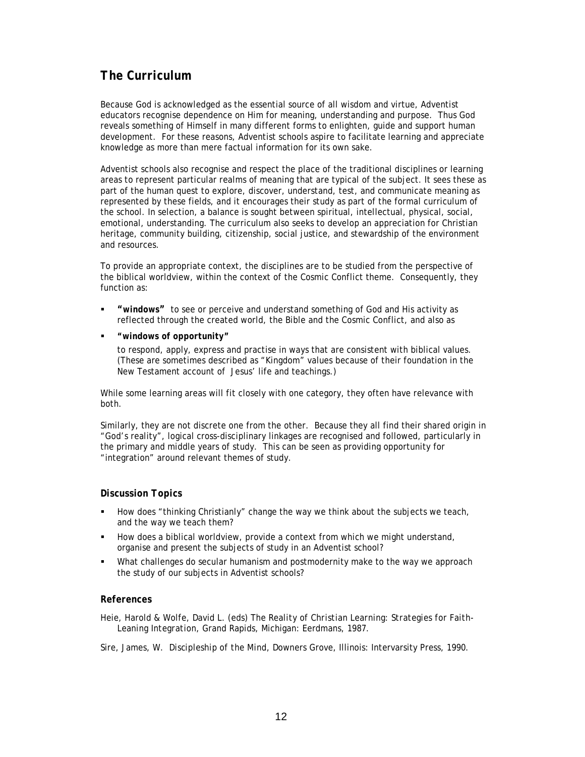## The Curriculum

Because God is acknowledged as the essential source of all wisdom and virtue, Adventist educators recognise dependence on Him for meaning, understanding and purpose. Thus God reveals something of Himself in many different forms to enlighten, guide and support human development. For these reasons, Adventist schools aspire to facilitate learning and appreciate knowledge as more than mere factual information for its own sake.

Adventist schools also recognise and respect the place of the traditional disciplines or learning areas to represent particular realms of meaning that are typical of the subject. It sees these as part of the human quest to explore, discover, understand, test, and communicate meaning as represented by these fields, and it encourages their study as part of the formal curriculum of the school. In selection, a balance is sought between spiritual, intellectual, physical, social, emotional, understanding. The curriculum also seeks to develop an appreciation for Christian heritage, community building, citizenship, social justice, and stewardship of the environment and resources.

To provide an appropriate context, the disciplines are to be studied from the perspective of the biblical worldview, within the context of the Cosmic Conflict theme. Consequently, they function as:

- **"windows"** to see or perceive and understand something of God and His activity as reflected through the created world, the Bible and the Cosmic Conflict, and also as
- **"windows of opportunity"**

  to respond, apply, express and practise in ways that are consistent with biblical values. (These are sometimes described as "Kingdom" values because of their foundation in the New Testament account of Jesus' life and teachings.)

While some learning areas will fit closely with one category, they often have relevance with both.

Similarly, they are not discrete one from the other. Because they all find their shared origin in "God's reality", logical cross-disciplinary linkages are recognised and followed, particularly in the primary and middle years of study. This can be seen as providing opportunity for "integration" around relevant themes of study.

### Discussion Topics

- How does "thinking Christianly" change the way we think about the subjects we teach, and the way we teach them?
- How does a biblical worldview, provide a context from which we might understand, organise and present the subjects of study in an Adventist school?
- What challenges do secular humanism and postmodernity make to the way we approach the study of our subjects in Adventist schools?

### References

Heie, Harold & Wolfe, David L. (eds) *The Reality of Christian Learning: Strategies for Faith-Leaning Integration*, Grand Rapids, Michigan: Eerdmans, 1987.

Sire, James, W. *Discipleship of the Mind*, Downers Grove, Illinois: Intervarsity Press, 1990.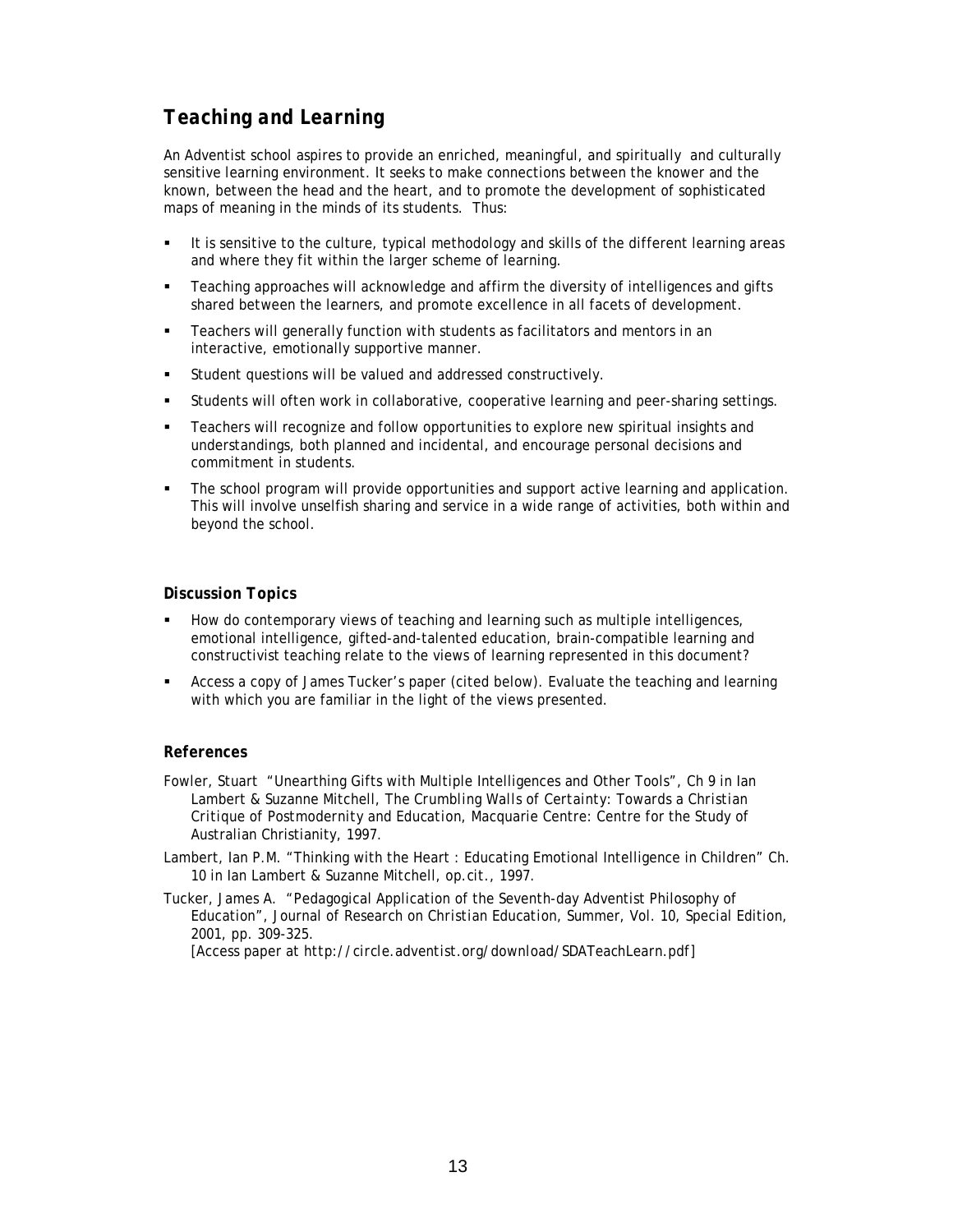## *Teaching and Learning*

An Adventist school aspires to provide an enriched, meaningful, and spiritually and culturally sensitive learning environment. It seeks to make connections between the knower and the known, between the head and the heart, and to promote the development of sophisticated maps of meaning in the minds of its students. Thus:

- It is sensitive to the culture, typical methodology and skills of the different learning areas and where they fit within the larger scheme of learning.
- Teaching approaches will acknowledge and affirm the diversity of intelligences and gifts shared between the learners, and promote excellence in all facets of development.
- Teachers will generally function with students as facilitators and mentors in an interactive, emotionally supportive manner.
- Student questions will be valued and addressed constructively.
- Students will often work in collaborative, cooperative learning and peer-sharing settings.
- Teachers will recognize and follow opportunities to explore new spiritual insights and understandings, both planned and incidental, and encourage personal decisions and commitment in students.
- The school program will provide opportunities and support active learning and application. This will involve unselfish sharing and service in a wide range of activities, both within and beyond the school.

### Discussion Topics

- How do contemporary views of teaching and learning such as multiple intelligences, emotional intelligence, gifted-and-talented education, brain-compatible learning and constructivist teaching relate to the views of learning represented in this document?
- Access a copy of James Tucker's paper (cited below). Evaluate the teaching and learning with which you are familiar in the light of the views presented.

### References

Fowler, Stuart "Unearthing Gifts with Multiple Intelligences and Other Tools", Ch 9 in Ian Lambert & Suzanne Mitchell, *The Crumbling Walls of Certainty: Towards a Christian Critique of Postmodernity and Education*, Macquarie Centre: Centre for the Study of Australian Christianity, 1997.

Lambert, Ian P.M. "Thinking with the Heart : Educating Emotional Intelligence in Children" Ch. 10 in Ian Lambert & Suzanne Mitchell, *op.cit.*, 1997.

Tucker, James A. "Pedagogical Application of the Seventh-day Adventist Philosophy of Education", *Journal of Research on Christian Education*, Summer, Vol. 10, Special Edition, 2001, pp. 309-325.
[Access paper at http://circle.adventist.org/download/SDATeachLearn.pdf]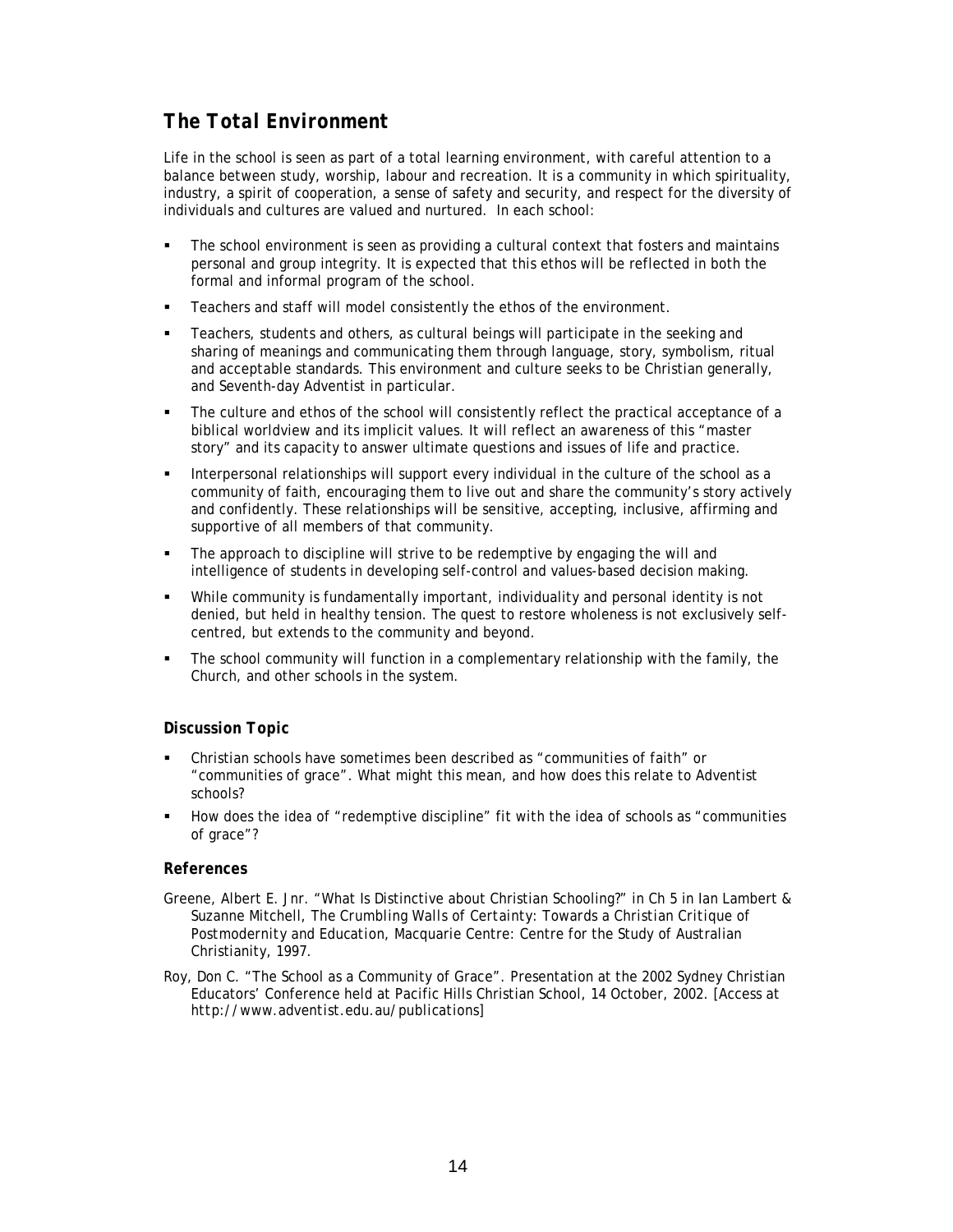## *The Total Environment*

Life in the school is seen as part of a total learning environment, with careful attention to a balance between study, worship, labour and recreation. It is a community in which spirituality, industry, a spirit of cooperation, a sense of safety and security, and respect for the diversity of individuals and cultures are valued and nurtured. In each school:

- The school environment is seen as providing a cultural context that fosters and maintains personal and group integrity. It is expected that this ethos will be reflected in both the formal and informal program of the school.
- Teachers and staff will model consistently the ethos of the environment.
- Teachers, students and others, as cultural beings will participate in the seeking and sharing of meanings and communicating them through language, story, symbolism, ritual and acceptable standards. This environment and culture seeks to be Christian generally, and Seventh-day Adventist in particular.
- The culture and ethos of the school will consistently reflect the practical acceptance of a biblical worldview and its implicit values. It will reflect an awareness of this "master story" and its capacity to answer ultimate questions and issues of life and practice.
- Interpersonal relationships will support every individual in the culture of the school as a community of faith, encouraging them to live out and share the community's story actively and confidently. These relationships will be sensitive, accepting, inclusive, affirming and supportive of all members of that community.
- The approach to discipline will strive to be redemptive by engaging the will and intelligence of students in developing self-control and values-based decision making.
- While community is fundamentally important, individuality and personal identity is not denied, but held in healthy tension. The quest to restore wholeness is not exclusively self-centred, but extends to the community and beyond.
- The school community will function in a complementary relationship with the family, the Church, and other schools in the system.

### Discussion Topic

- Christian schools have sometimes been described as "communities of faith" or "communities of grace". What might this mean, and how does this relate to Adventist schools?
- How does the idea of "redemptive discipline" fit with the idea of schools as "communities of grace"?

### References

Greene, Albert E. Jnr. "What Is Distinctive about Christian Schooling?" in Ch 5 in Ian Lambert & Suzanne Mitchell, *The Crumbling Walls of Certainty: Towards a Christian Critique of Postmodernity and Education*, Macquarie Centre: Centre for the Study of Australian Christianity, 1997.

Roy, Don C. "The School as a Community of Grace". Presentation at the 2002 Sydney Christian Educators' Conference held at Pacific Hills Christian School, 14 October, 2002. [Access at http://www.adventist.edu.au/publications]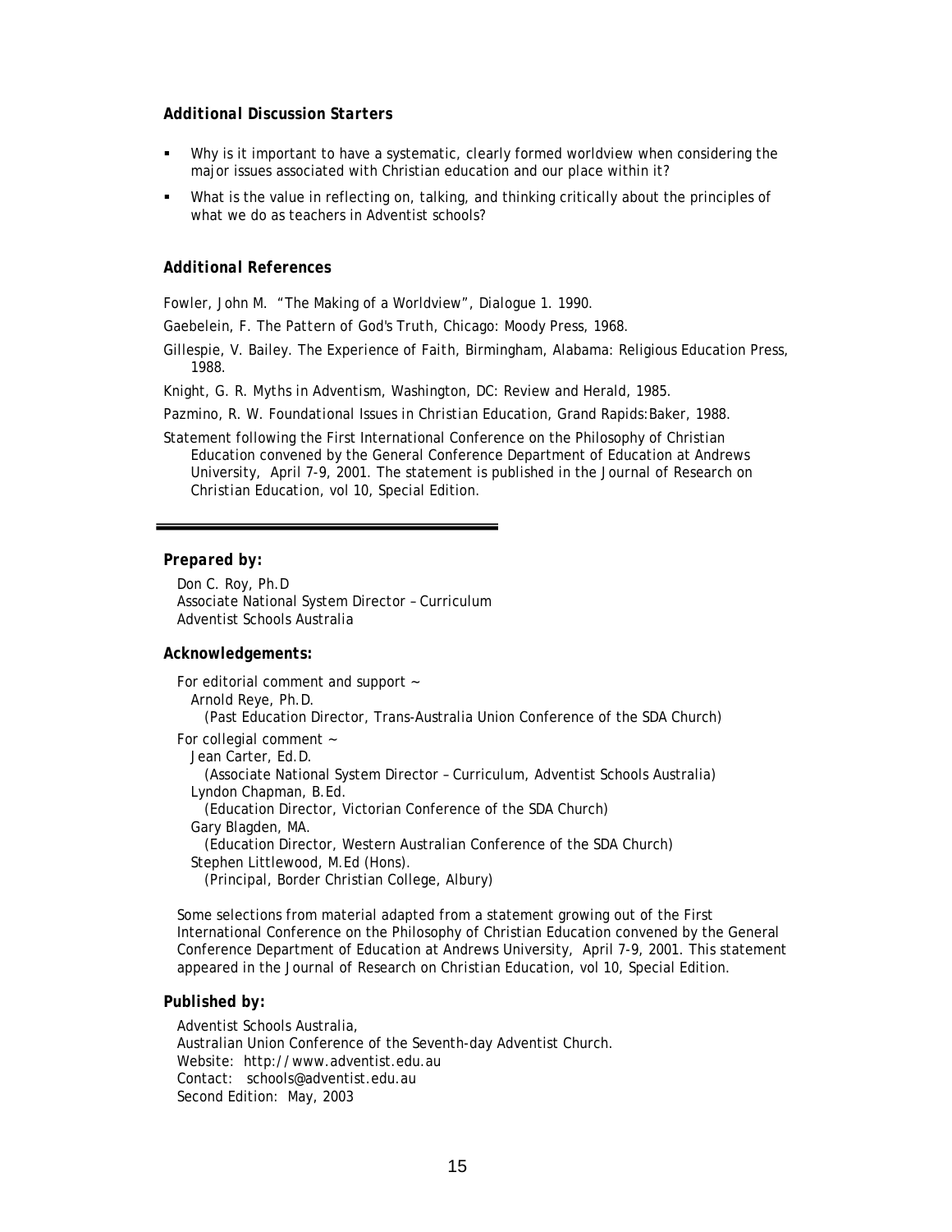### *Additional Discussion Starters*

- Why is it important to have a systematic, clearly formed worldview when considering the major issues associated with Christian education and our place within it?
- What is the value in reflecting on, talking, and thinking critically about the principles of what we do as teachers in Adventist schools?

### *Additional References*

Fowler, John M. "The Making of a Worldview", *Dialogue* 1. 1990.

Gaebelein, F. *The Pattern of God's Truth*, Chicago: Moody Press, 1968.

Gillespie, V. Bailey. *The Experience of Faith*, Birmingham, Alabama: Religious Education Press, 1988.

Knight, G. R. *Myths in Adventism*, Washington, DC: Review and Herald, 1985.

Pazmino, R. W. *Foundational Issues in Christian Education*, Grand Rapids:Baker, 1988.

Statement following the First International Conference on the Philosophy of Christian Education convened by the General Conference Department of Education at Andrews University, April 7-9, 2001. The statement is published in the *Journal of Research on Christian Education*, vol 10, Special Edition.

---

**Prepared by:**

Don C. Roy, Ph.D
Associate National System Director – Curriculum
Adventist Schools Australia

**Acknowledgements:**

For editorial comment and support ~
Arnold Reye, Ph.D.
(Past Education Director, Trans-Australia Union Conference of the SDA Church)

For collegial comment ~
Jean Carter, Ed.D.
(Associate National System Director – Curriculum, Adventist Schools Australia)
Lyndon Chapman, B.Ed.
(Education Director, Victorian Conference of the SDA Church)
Gary Blagden, MA.
(Education Director, Western Australian Conference of the SDA Church)
Stephen Littlewood, M.Ed (Hons).
(Principal, Border Christian College, Albury)

Some selections from material adapted from a statement growing out of the First International Conference on the Philosophy of Christian Education convened by the General Conference Department of Education at Andrews University, April 7-9, 2001. This statement appeared in the *Journal of Research on Christian Education*, vol 10, Special Edition.

**Published by:**

Adventist Schools Australia,
Australian Union Conference of the Seventh-day Adventist Church.
Website: http://www.adventist.edu.au
Contact: schools@adventist.edu.au
Second Edition: May, 2003